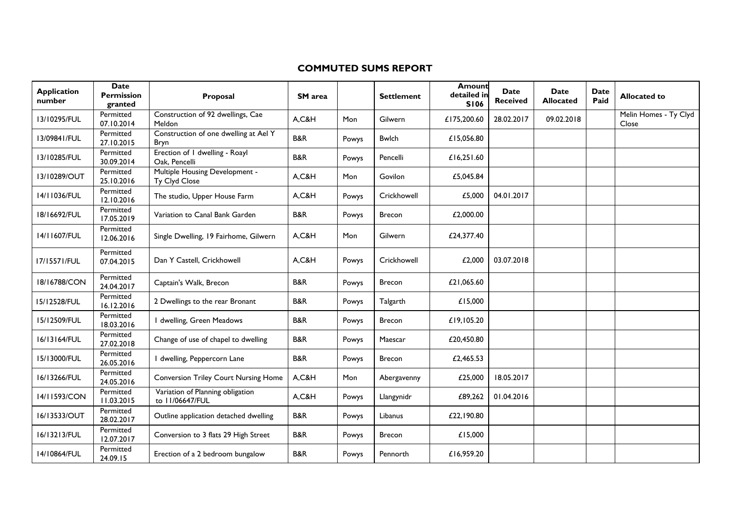# COMMUTED SUMS REPORT

| Application number | Date Permission granted | Proposal | SM area | | Settlement | Amount detailed in S106 | Date Received | Date Allocated | Date Paid | Allocated to |
|---|---|---|---|---|---|---|---|---|---|---|
| 13/10295/FUL | Permitted 07.10.2014 | Construction of 92 dwellings, Cae Meldon | A,C&H | Mon | Gilwern | £175,200.60 | 28.02.2017 | 09.02.2018 | | Melin Homes - Ty Clyd Close |
| 13/09841/FUL | Permitted 27.10.2015 | Construction of one dwelling at Ael Y Bryn | B&R | Powys | Bwlch | £15,056.80 | | | | |
| 13/10285/FUL | Permitted 30.09.2014 | Erection of 1 dwelling - Roayl Oak, Pencelli | B&R | Powys | Pencelli | £16,251.60 | | | | |
| 13/10289/OUT | Permitted 25.10.2016 | Multiple Housing Development - Ty Clyd Close | A,C&H | Mon | Govilon | £5,045.84 | | | | |
| 14/11036/FUL | Permitted 12.10.2016 | The studio, Upper House Farm | A,C&H | Powys | Crickhowell | £5,000 | 04.01.2017 | | | |
| 18/16692/FUL | Permitted 17.05.2019 | Variation to Canal Bank Garden | B&R | Powys | Brecon | £2,000.00 | | | | |
| 14/11607/FUL | Permitted 12.06.2016 | Single Dwelling, 19 Fairhome, Gilwern | A,C&H | Mon | Gilwern | £24,377.40 | | | | |
| 17/15571/FUL | Permitted 07.04.2015 | Dan Y Castell, Crickhowell | A,C&H | Powys | Crickhowell | £2,000 | 03.07.2018 | | | |
| 18/16788/CON | Permitted 24.04.2017 | Captain's Walk, Brecon | B&R | Powys | Brecon | £21,065.60 | | | | |
| 15/12528/FUL | Permitted 16.12.2016 | 2 Dwellings to the rear Bronant | B&R | Powys | Talgarth | £15,000 | | | | |
| 15/12509/FUL | Permitted 18.03.2016 | 1 dwelling, Green Meadows | B&R | Powys | Brecon | £19,105.20 | | | | |
| 16/13164/FUL | Permitted 27.02.2018 | Change of use of chapel to dwelling | B&R | Powys | Maescar | £20,450.80 | | | | |
| 15/13000/FUL | Permitted 26.05.2016 | 1 dwelling, Peppercorn Lane | B&R | Powys | Brecon | £2,465.53 | | | | |
| 16/13266/FUL | Permitted 24.05.2016 | Conversion Triley Court Nursing Home | A,C&H | Mon | Abergavenny | £25,000 | 18.05.2017 | | | |
| 14/11593/CON | Permitted 11.03.2015 | Variation of Planning obligation to 11/06647/FUL | A,C&H | Powys | Llangynidr | £89,262 | 01.04.2016 | | | |
| 16/13533/OUT | Permitted 28.02.2017 | Outline application detached dwelling | B&R | Powys | Libanus | £22,190.80 | | | | |
| 16/13213/FUL | Permitted 12.07.2017 | Conversion to 3 flats 29 High Street | B&R | Powys | Brecon | £15,000 | | | | |
| 14/10864/FUL | Permitted 24.09.15 | Erection of a 2 bedroom bungalow | B&R | Powys | Pennorth | £16,959.20 | | | | |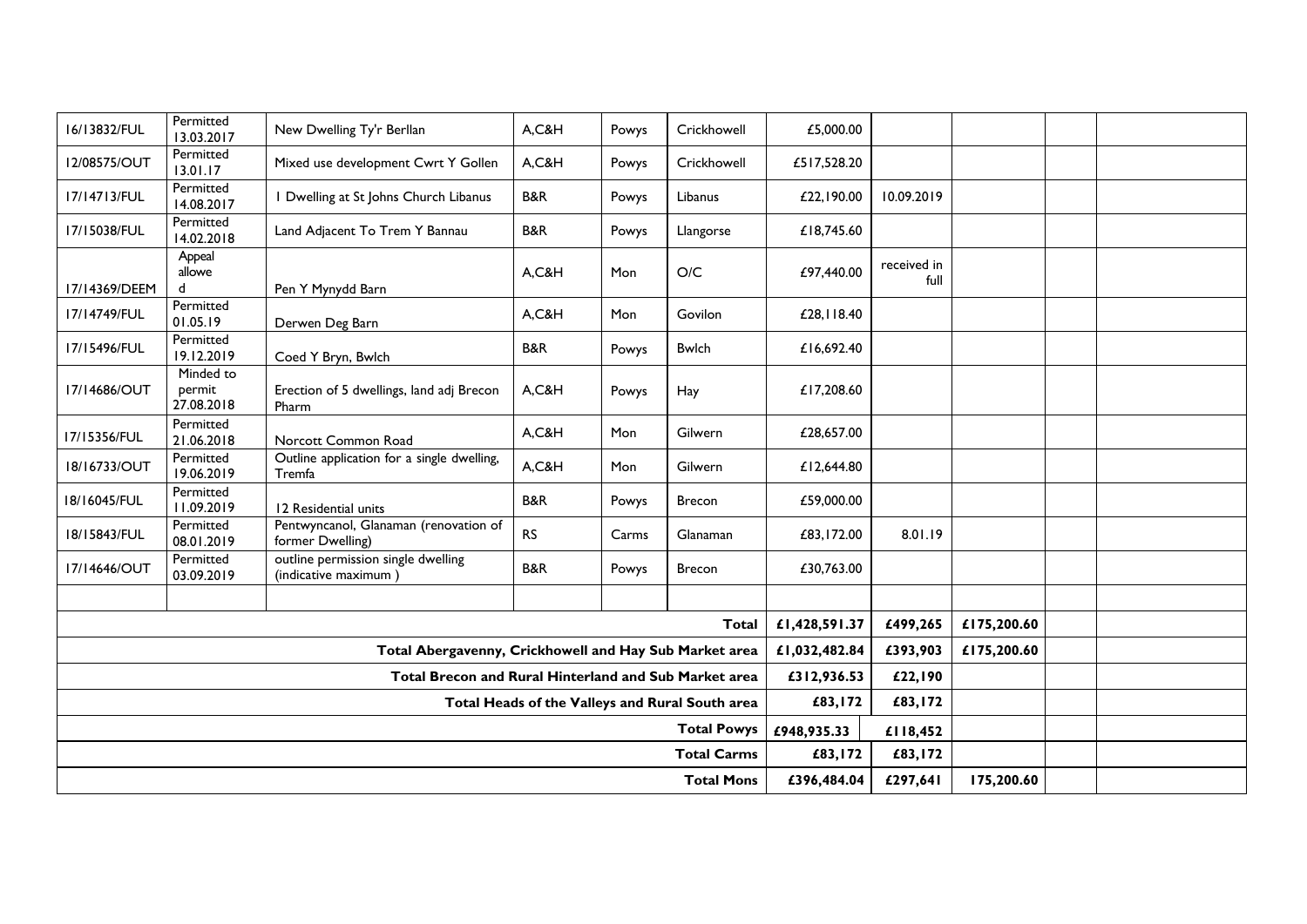| | | | | | | | | | | |
|---|---|---|---|---|---|---|---|---|---|---|
| 16/13832/FUL | Permitted 13.03.2017 | New Dwelling Ty'r Berllan | A,C&H | Powys | Crickhowell | £5,000.00 | | | | |
| 12/08575/OUT | Permitted 13.01.17 | Mixed use development Cwrt Y Gollen | A,C&H | Powys | Crickhowell | £517,528.20 | | | | |
| 17/14713/FUL | Permitted 14.08.2017 | 1 Dwelling at St Johns Church Libanus | B&R | Powys | Libanus | £22,190.00 | 10.09.2019 | | | |
| 17/15038/FUL | Permitted 14.02.2018 | Land Adjacent To Trem Y Bannau | B&R | Powys | Llangorse | £18,745.60 | | | | |
| 17/14369/DEEM | Appeal allowed | Pen Y Mynydd Barn | A,C&H | Mon | O/C | £97,440.00 | received in full | | | |
| 17/14749/FUL | Permitted 01.05.19 | Derwen Deg Barn | A,C&H | Mon | Govilon | £28,118.40 | | | | |
| 17/15496/FUL | Permitted 19.12.2019 | Coed Y Bryn, Bwlch | B&R | Powys | Bwlch | £16,692.40 | | | | |
| 17/14686/OUT | Minded to permit 27.08.2018 | Erection of 5 dwellings, land adj Brecon Pharm | A,C&H | Powys | Hay | £17,208.60 | | | | |
| 17/15356/FUL | Permitted 21.06.2018 | Norcott Common Road | A,C&H | Mon | Gilwern | £28,657.00 | | | | |
| 18/16733/OUT | Permitted 19.06.2019 | Outline application for a single dwelling, Tremfa | A,C&H | Mon | Gilwern | £12,644.80 | | | | |
| 18/16045/FUL | Permitted 11.09.2019 | 12 Residential units | B&R | Powys | Brecon | £59,000.00 | | | | |
| 18/15843/FUL | Permitted 08.01.2019 | Pentwyncanol, Glanaman (renovation of former Dwelling) | RS | Carms | Glanaman | £83,172.00 | 8.01.19 | | | |
| 17/14646/OUT | Permitted 03.09.2019 | outline permission single dwelling (indicative maximum ) | B&R | Powys | Brecon | £30,763.00 | | | | |
| | | | | | | | | | | |
| | | | | | **Total** | **£1,428,591.37** | **£499,265** | **£175,200.60** | | |
| | | | | | **Total Abergavenny, Crickhowell and Hay Sub Market area** | **£1,032,482.84** | **£393,903** | **£175,200.60** | | |
| | | | | | **Total Brecon and Rural Hinterland and Sub Market area** | **£312,936.53** | **£22,190** | | | |
| | | | | | **Total Heads of the Valleys and Rural South area** | **£83,172** | **£83,172** | | | |
| | | | | | **Total Powys** | **£948,935.33** | **£118,452** | | | |
| | | | | | **Total Carms** | **£83,172** | **£83,172** | | | |
| | | | | | **Total Mons** | **£396,484.04** | **£297,641** | **175,200.60** | | |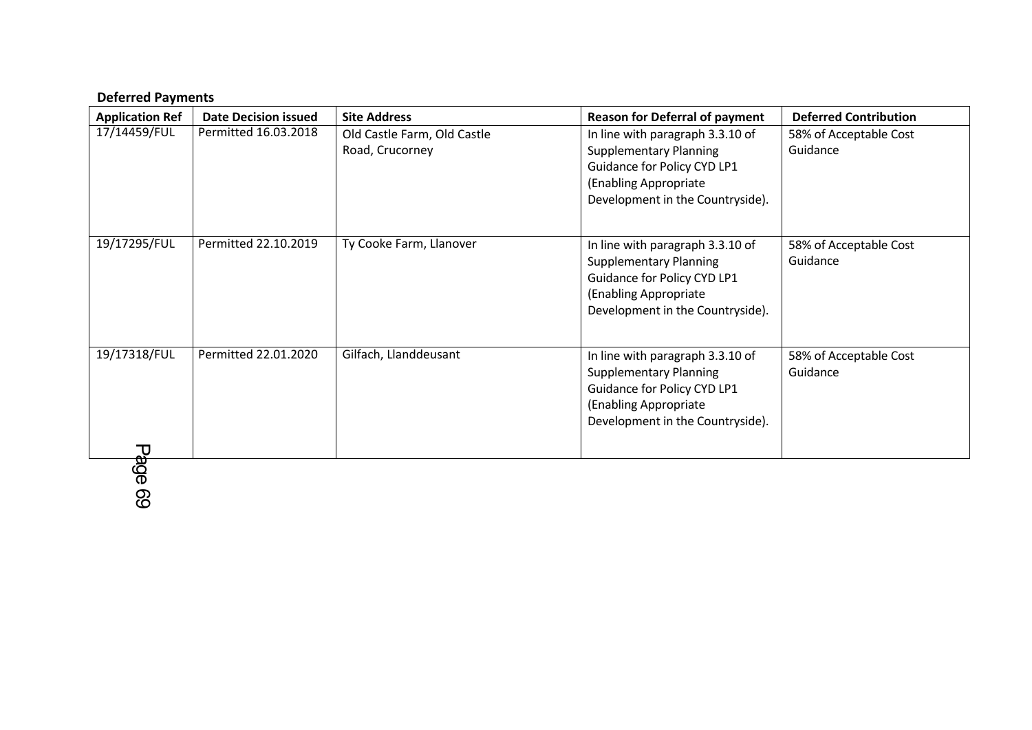**Deferred Payments**

| Application Ref | Date Decision issued | Site Address | Reason for Deferral of payment | Deferred Contribution |
|---|---|---|---|---|
| 17/14459/FUL | Permitted 16.03.2018 | Old Castle Farm, Old Castle Road, Crucorney | In line with paragraph 3.3.10 of Supplementary Planning Guidance for Policy CYD LP1 (Enabling Appropriate Development in the Countryside). | 58% of Acceptable Cost Guidance |
| 19/17295/FUL | Permitted 22.10.2019 | Ty Cooke Farm, Llanover | In line with paragraph 3.3.10 of Supplementary Planning Guidance for Policy CYD LP1 (Enabling Appropriate Development in the Countryside). | 58% of Acceptable Cost Guidance |
| 19/17318/FUL | Permitted 22.01.2020 | Gilfach, Llanddeusant | In line with paragraph 3.3.10 of Supplementary Planning Guidance for Policy CYD LP1 (Enabling Appropriate Development in the Countryside). | 58% of Acceptable Cost Guidance |